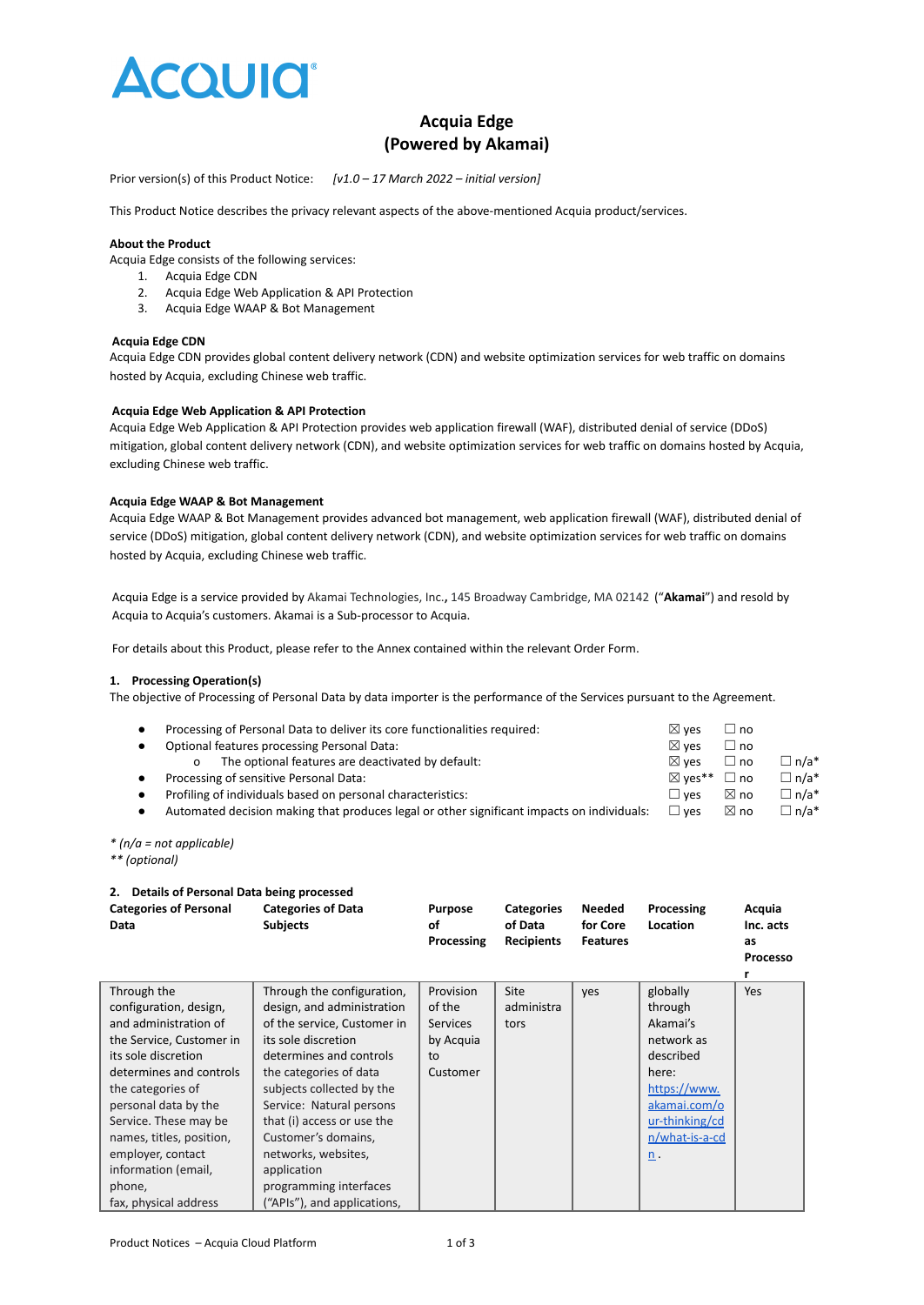# Acquia Edge (Powered by Akamai)

Prior version(s) of this Product Notice: *[v1.0 – 17 March 2022 – initial version]*

This Product Notice describes the privacy relevant aspects of the above-mentioned Acquia product/services.

**About the Product**
Acquia Edge consists of the following services:

1. Acquia Edge CDN
2. Acquia Edge Web Application & API Protection
3. Acquia Edge WAAP & Bot Management

**Acquia Edge CDN**
Acquia Edge CDN provides global content delivery network (CDN) and website optimization services for web traffic on domains hosted by Acquia, excluding Chinese web traffic.

**Acquia Edge Web Application & API Protection**
Acquia Edge Web Application & API Protection provides web application firewall (WAF), distributed denial of service (DDoS) mitigation, global content delivery network (CDN), and website optimization services for web traffic on domains hosted by Acquia, excluding Chinese web traffic.

**Acquia Edge WAAP & Bot Management**
Acquia Edge WAAP & Bot Management provides advanced bot management, web application firewall (WAF), distributed denial of service (DDoS) mitigation, global content delivery network (CDN), and website optimization services for web traffic on domains hosted by Acquia, excluding Chinese web traffic.

Acquia Edge is a service provided by Akamai Technologies, Inc., 145 Broadway Cambridge, MA 02142 ("**Akamai**") and resold by Acquia to Acquia's customers. Akamai is a Sub-processor to Acquia.

For details about this Product, please refer to the Annex contained within the relevant Order Form.

## 1. Processing Operation(s)

The objective of Processing of Personal Data by data importer is the performance of the Services pursuant to the Agreement.

- Processing of Personal Data to deliver its core functionalities required: ☒ yes ☐ no
- Optional features processing Personal Data: ☒ yes ☐ no
  - o The optional features are deactivated by default: ☒ yes ☐ no ☐ n/a*
- Processing of sensitive Personal Data: ☒ yes** ☐ no ☐ n/a*
- Profiling of individuals based on personal characteristics: ☐ yes ☒ no ☐ n/a*
- Automated decision making that produces legal or other significant impacts on individuals: ☐ yes ☒ no ☐ n/a*

*\* (n/a = not applicable)*
*\*\* (optional)*

## 2. Details of Personal Data being processed

| Categories of Personal Data | Categories of Data Subjects | Purpose of Processing | Categories of Data Recipients | Needed for Core Features | Processing Location | Acquia Inc. acts as Processor |
|---|---|---|---|---|---|---|
| Through the configuration, design, and administration of the Service, Customer in its sole discretion determines and controls the categories of personal data by the Service. These may be names, titles, position, employer, contact information (email, phone, fax, physical address | Through the configuration, design, and administration of the service, Customer in its sole discretion determines and controls the categories of data subjects collected by the Service: Natural persons that (i) access or use the Customer's domains, networks, websites, application programming interfaces ("APIs"), and applications, | Provision of the Services by Acquia to Customer | Site administrators | yes | globally through Akamai's network as described here: https://www.akamai.com/our-thinking/cdn/what-is-a-cdn . | Yes |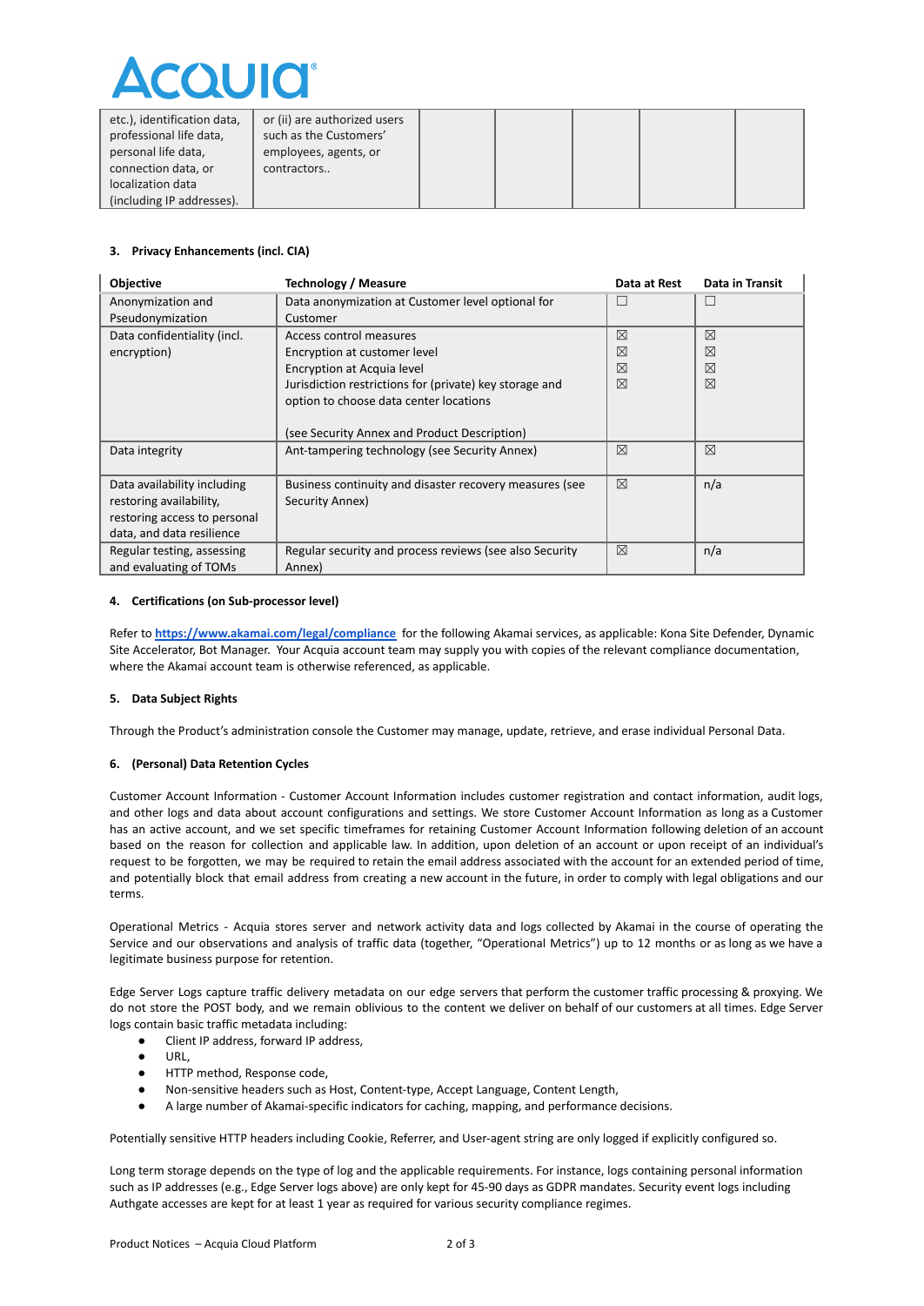| | | | | | |
|---|---|---|---|---|---|
| etc.), identification data, professional life data, personal life data, connection data, or localization data (including IP addresses). | or (ii) are authorized users such as the Customers' employees, agents, or contractors.. | | | | |

**3. Privacy Enhancements (incl. CIA)**

| Objective | Technology / Measure | Data at Rest | Data in Transit |
|---|---|---|---|
| Anonymization and Pseudonymization | Data anonymization at Customer level optional for Customer | ☐ | ☐ |
| Data confidentiality (incl. encryption) | Access control measures<br>Encryption at customer level<br>Encryption at Acquia level<br>Jurisdiction restrictions for (private) key storage and option to choose data center locations<br><br>(see Security Annex and Product Description) | ☒<br>☒<br>☒<br>☒ | ☒<br>☒<br>☒<br>☒ |
| Data integrity | Ant-tampering technology (see Security Annex) | ☒ | ☒ |
| Data availability including restoring availability, restoring access to personal data, and data resilience | Business continuity and disaster recovery measures (see Security Annex) | ☒ | n/a |
| Regular testing, assessing and evaluating of TOMs | Regular security and process reviews (see also Security Annex) | ☒ | n/a |

**4. Certifications (on Sub-processor level)**

Refer to **https://www.akamai.com/legal/compliance** for the following Akamai services, as applicable: Kona Site Defender, Dynamic Site Accelerator, Bot Manager. Your Acquia account team may supply you with copies of the relevant compliance documentation, where the Akamai account team is otherwise referenced, as applicable.

**5. Data Subject Rights**

Through the Product's administration console the Customer may manage, update, retrieve, and erase individual Personal Data.

**6. (Personal) Data Retention Cycles**

Customer Account Information - Customer Account Information includes customer registration and contact information, audit logs, and other logs and data about account configurations and settings. We store Customer Account Information as long as a Customer has an active account, and we set specific timeframes for retaining Customer Account Information following deletion of an account based on the reason for collection and applicable law. In addition, upon deletion of an account or upon receipt of an individual's request to be forgotten, we may be required to retain the email address associated with the account for an extended period of time, and potentially block that email address from creating a new account in the future, in order to comply with legal obligations and our terms.

Operational Metrics - Acquia stores server and network activity data and logs collected by Akamai in the course of operating the Service and our observations and analysis of traffic data (together, "Operational Metrics") up to 12 months or as long as we have a legitimate business purpose for retention.

Edge Server Logs capture traffic delivery metadata on our edge servers that perform the customer traffic processing & proxying. We do not store the POST body, and we remain oblivious to the content we deliver on behalf of our customers at all times. Edge Server logs contain basic traffic metadata including:

- Client IP address, forward IP address,
- URL,
- HTTP method, Response code,
- Non-sensitive headers such as Host, Content-type, Accept Language, Content Length,
- A large number of Akamai-specific indicators for caching, mapping, and performance decisions.

Potentially sensitive HTTP headers including Cookie, Referrer, and User-agent string are only logged if explicitly configured so.

Long term storage depends on the type of log and the applicable requirements. For instance, logs containing personal information such as IP addresses (e.g., Edge Server logs above) are only kept for 45-90 days as GDPR mandates. Security event logs including Authgate accesses are kept for at least 1 year as required for various security compliance regimes.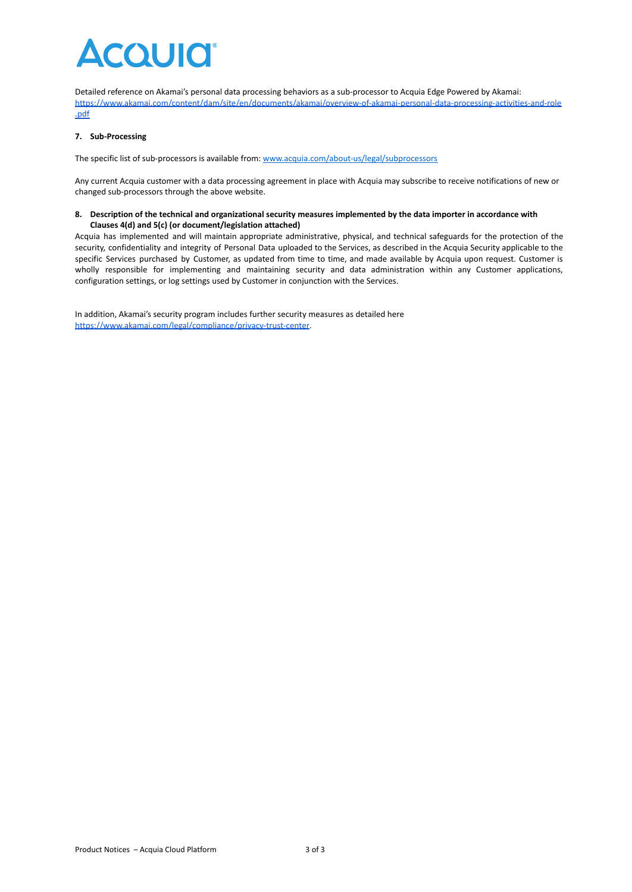Detailed reference on Akamai's personal data processing behaviors as a sub-processor to Acquia Edge Powered by Akamai: [https://www.akamai.com/content/dam/site/en/documents/akamai/overview-of-akamai-personal-data-processing-activities-and-role.pdf](https://www.akamai.com/content/dam/site/en/documents/akamai/overview-of-akamai-personal-data-processing-activities-and-role.pdf)

**7. Sub-Processing**

The specific list of sub-processors is available from: [www.acquia.com/about-us/legal/subprocessors](www.acquia.com/about-us/legal/subprocessors)

Any current Acquia customer with a data processing agreement in place with Acquia may subscribe to receive notifications of new or changed sub-processors through the above website.

**8. Description of the technical and organizational security measures implemented by the data importer in accordance with Clauses 4(d) and 5(c) (or document/legislation attached)**

Acquia has implemented and will maintain appropriate administrative, physical, and technical safeguards for the protection of the security, confidentiality and integrity of Personal Data uploaded to the Services, as described in the Acquia Security applicable to the specific Services purchased by Customer, as updated from time to time, and made available by Acquia upon request. Customer is wholly responsible for implementing and maintaining security and data administration within any Customer applications, configuration settings, or log settings used by Customer in conjunction with the Services.

In addition, Akamai's security program includes further security measures as detailed here [https://www.akamai.com/legal/compliance/privacy-trust-center](https://www.akamai.com/legal/compliance/privacy-trust-center).